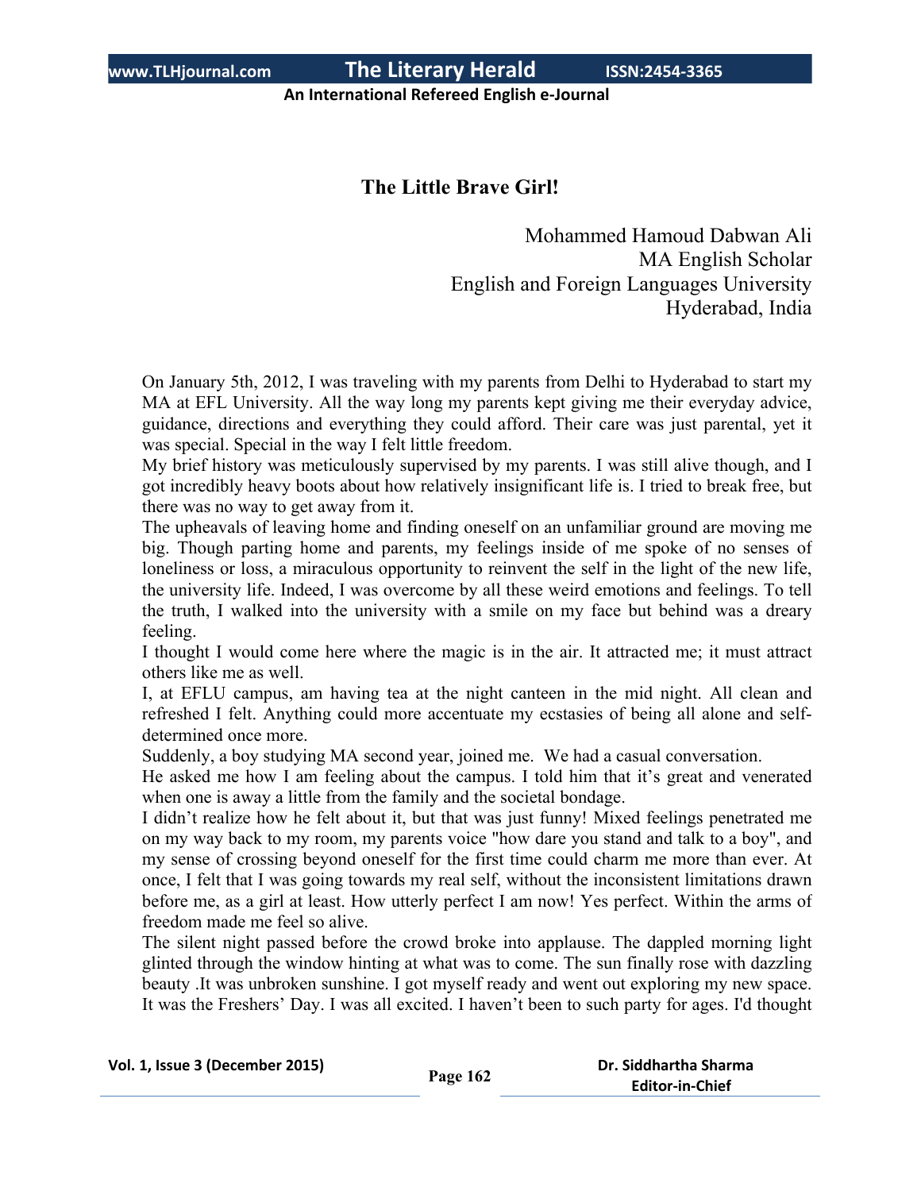# The Little Brave Girl!

Mohammed Hamoud Dabwan Ali
MA English Scholar
English and Foreign Languages University
Hyderabad, India

On January 5th, 2012, I was traveling with my parents from Delhi to Hyderabad to start my MA at EFL University. All the way long my parents kept giving me their everyday advice, guidance, directions and everything they could afford. Their care was just parental, yet it was special. Special in the way I felt little freedom.

My brief history was meticulously supervised by my parents. I was still alive though, and I got incredibly heavy boots about how relatively insignificant life is. I tried to break free, but there was no way to get away from it.

The upheavals of leaving home and finding oneself on an unfamiliar ground are moving me big. Though parting home and parents, my feelings inside of me spoke of no senses of loneliness or loss, a miraculous opportunity to reinvent the self in the light of the new life, the university life. Indeed, I was overcome by all these weird emotions and feelings. To tell the truth, I walked into the university with a smile on my face but behind was a dreary feeling.

I thought I would come here where the magic is in the air. It attracted me; it must attract others like me as well.

I, at EFLU campus, am having tea at the night canteen in the mid night. All clean and refreshed I felt. Anything could more accentuate my ecstasies of being all alone and self-determined once more.

Suddenly, a boy studying MA second year, joined me. We had a casual conversation.

He asked me how I am feeling about the campus. I told him that it's great and venerated when one is away a little from the family and the societal bondage.

I didn't realize how he felt about it, but that was just funny! Mixed feelings penetrated me on my way back to my room, my parents voice "how dare you stand and talk to a boy", and my sense of crossing beyond oneself for the first time could charm me more than ever. At once, I felt that I was going towards my real self, without the inconsistent limitations drawn before me, as a girl at least. How utterly perfect I am now! Yes perfect. Within the arms of freedom made me feel so alive.

The silent night passed before the crowd broke into applause. The dappled morning light glinted through the window hinting at what was to come. The sun finally rose with dazzling beauty .It was unbroken sunshine. I got myself ready and went out exploring my new space. It was the Freshers' Day. I was all excited. I haven't been to such party for ages. I'd thought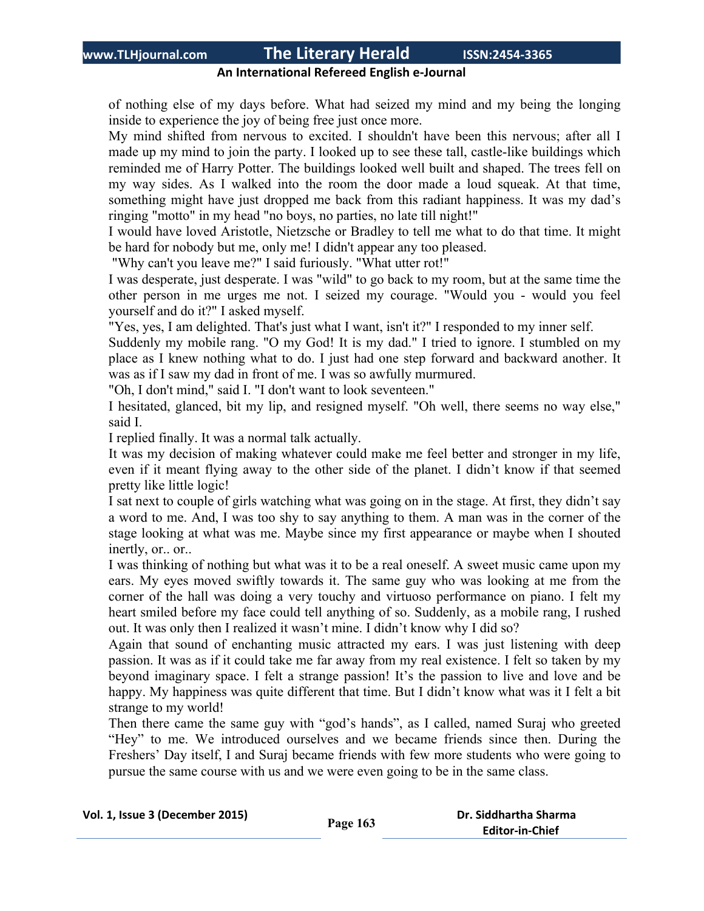of nothing else of my days before. What had seized my mind and my being the longing inside to experience the joy of being free just once more.

My mind shifted from nervous to excited. I shouldn't have been this nervous; after all I made up my mind to join the party. I looked up to see these tall, castle-like buildings which reminded me of Harry Potter. The buildings looked well built and shaped. The trees fell on my way sides. As I walked into the room the door made a loud squeak. At that time, something might have just dropped me back from this radiant happiness. It was my dad's ringing "motto" in my head "no boys, no parties, no late till night!"

I would have loved Aristotle, Nietzsche or Bradley to tell me what to do that time. It might be hard for nobody but me, only me! I didn't appear any too pleased.

"Why can't you leave me?" I said furiously. "What utter rot!"

I was desperate, just desperate. I was "wild" to go back to my room, but at the same time the other person in me urges me not. I seized my courage. "Would you - would you feel yourself and do it?" I asked myself.

"Yes, yes, I am delighted. That's just what I want, isn't it?" I responded to my inner self.

Suddenly my mobile rang. "O my God! It is my dad." I tried to ignore. I stumbled on my place as I knew nothing what to do. I just had one step forward and backward another. It was as if I saw my dad in front of me. I was so awfully murmured.

"Oh, I don't mind," said I. "I don't want to look seventeen."

I hesitated, glanced, bit my lip, and resigned myself. "Oh well, there seems no way else," said I.

I replied finally. It was a normal talk actually.

It was my decision of making whatever could make me feel better and stronger in my life, even if it meant flying away to the other side of the planet. I didn't know if that seemed pretty like little logic!

I sat next to couple of girls watching what was going on in the stage. At first, they didn't say a word to me. And, I was too shy to say anything to them. A man was in the corner of the stage looking at what was me. Maybe since my first appearance or maybe when I shouted inertly, or.. or..

I was thinking of nothing but what was it to be a real oneself. A sweet music came upon my ears. My eyes moved swiftly towards it. The same guy who was looking at me from the corner of the hall was doing a very touchy and virtuoso performance on piano. I felt my heart smiled before my face could tell anything of so. Suddenly, as a mobile rang, I rushed out. It was only then I realized it wasn't mine. I didn't know why I did so?

Again that sound of enchanting music attracted my ears. I was just listening with deep passion. It was as if it could take me far away from my real existence. I felt so taken by my beyond imaginary space. I felt a strange passion! It's the passion to live and love and be happy. My happiness was quite different that time. But I didn't know what was it I felt a bit strange to my world!

Then there came the same guy with "god's hands", as I called, named Suraj who greeted "Hey" to me. We introduced ourselves and we became friends since then. During the Freshers' Day itself, I and Suraj became friends with few more students who were going to pursue the same course with us and we were even going to be in the same class.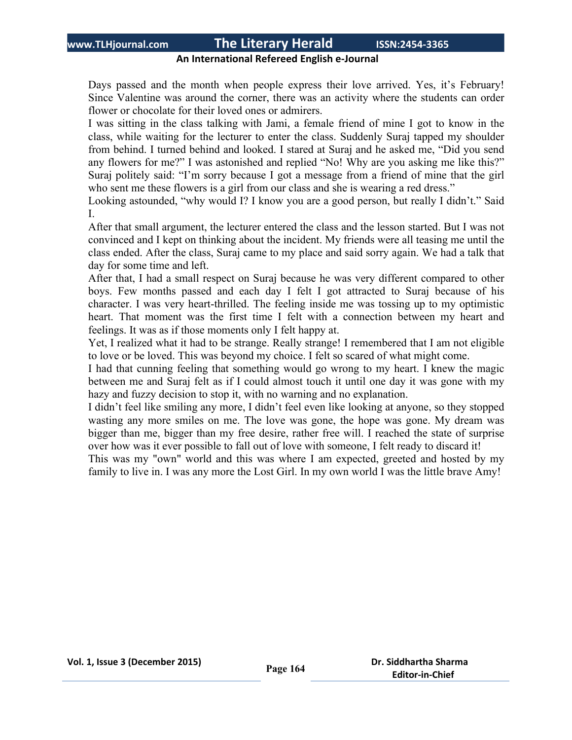Days passed and the month when people express their love arrived. Yes, it's February! Since Valentine was around the corner, there was an activity where the students can order flower or chocolate for their loved ones or admirers.

I was sitting in the class talking with Jami, a female friend of mine I got to know in the class, while waiting for the lecturer to enter the class. Suddenly Suraj tapped my shoulder from behind. I turned behind and looked. I stared at Suraj and he asked me, "Did you send any flowers for me?" I was astonished and replied "No! Why are you asking me like this?" Suraj politely said: "I'm sorry because I got a message from a friend of mine that the girl who sent me these flowers is a girl from our class and she is wearing a red dress."

Looking astounded, "why would I? I know you are a good person, but really I didn't." Said I.

After that small argument, the lecturer entered the class and the lesson started. But I was not convinced and I kept on thinking about the incident. My friends were all teasing me until the class ended. After the class, Suraj came to my place and said sorry again. We had a talk that day for some time and left.

After that, I had a small respect on Suraj because he was very different compared to other boys. Few months passed and each day I felt I got attracted to Suraj because of his character. I was very heart-thrilled. The feeling inside me was tossing up to my optimistic heart. That moment was the first time I felt with a connection between my heart and feelings. It was as if those moments only I felt happy at.

Yet, I realized what it had to be strange. Really strange! I remembered that I am not eligible to love or be loved. This was beyond my choice. I felt so scared of what might come.

I had that cunning feeling that something would go wrong to my heart. I knew the magic between me and Suraj felt as if I could almost touch it until one day it was gone with my hazy and fuzzy decision to stop it, with no warning and no explanation.

I didn't feel like smiling any more, I didn't feel even like looking at anyone, so they stopped wasting any more smiles on me. The love was gone, the hope was gone. My dream was bigger than me, bigger than my free desire, rather free will. I reached the state of surprise over how was it ever possible to fall out of love with someone, I felt ready to discard it!

This was my "own" world and this was where I am expected, greeted and hosted by my family to live in. I was any more the Lost Girl. In my own world I was the little brave Amy!